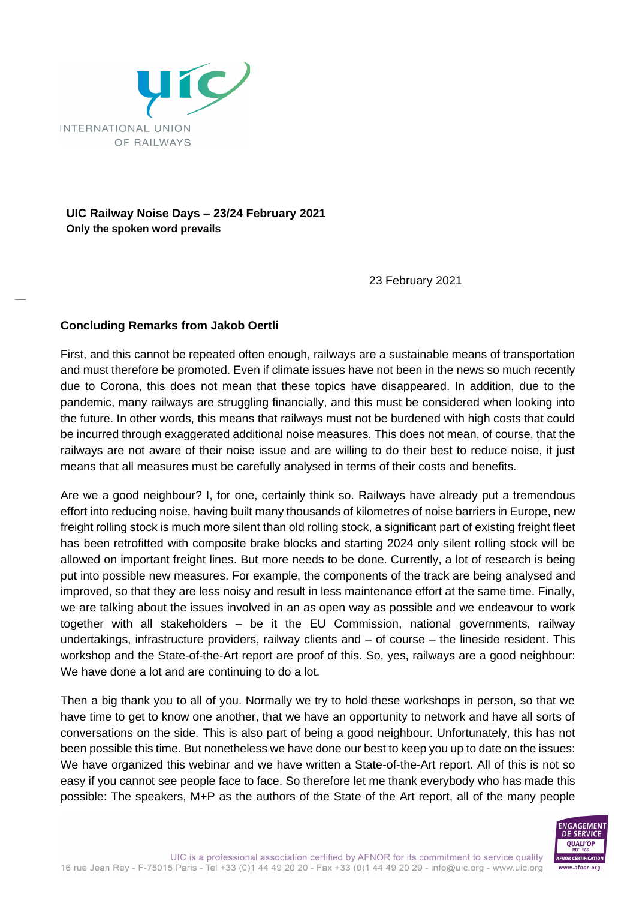**UIC Railway Noise Days – 23/24 February 2021**
**Only the spoken word prevails**

23 February 2021

**Concluding Remarks from Jakob Oertli**

First, and this cannot be repeated often enough, railways are a sustainable means of transportation and must therefore be promoted. Even if climate issues have not been in the news so much recently due to Corona, this does not mean that these topics have disappeared. In addition, due to the pandemic, many railways are struggling financially, and this must be considered when looking into the future. In other words, this means that railways must not be burdened with high costs that could be incurred through exaggerated additional noise measures. This does not mean, of course, that the railways are not aware of their noise issue and are willing to do their best to reduce noise, it just means that all measures must be carefully analysed in terms of their costs and benefits.

Are we a good neighbour? I, for one, certainly think so. Railways have already put a tremendous effort into reducing noise, having built many thousands of kilometres of noise barriers in Europe, new freight rolling stock is much more silent than old rolling stock, a significant part of existing freight fleet has been retrofitted with composite brake blocks and starting 2024 only silent rolling stock will be allowed on important freight lines. But more needs to be done. Currently, a lot of research is being put into possible new measures. For example, the components of the track are being analysed and improved, so that they are less noisy and result in less maintenance effort at the same time. Finally, we are talking about the issues involved in an as open way as possible and we endeavour to work together with all stakeholders – be it the EU Commission, national governments, railway undertakings, infrastructure providers, railway clients and – of course – the lineside resident. This workshop and the State-of-the-Art report are proof of this. So, yes, railways are a good neighbour: We have done a lot and are continuing to do a lot.

Then a big thank you to all of you. Normally we try to hold these workshops in person, so that we have time to get to know one another, that we have an opportunity to network and have all sorts of conversations on the side. This is also part of being a good neighbour. Unfortunately, this has not been possible this time. But nonetheless we have done our best to keep you up to date on the issues: We have organized this webinar and we have written a State-of-the-Art report. All of this is not so easy if you cannot see people face to face. So therefore let me thank everybody who has made this possible: The speakers, M+P as the authors of the State of the Art report, all of the many people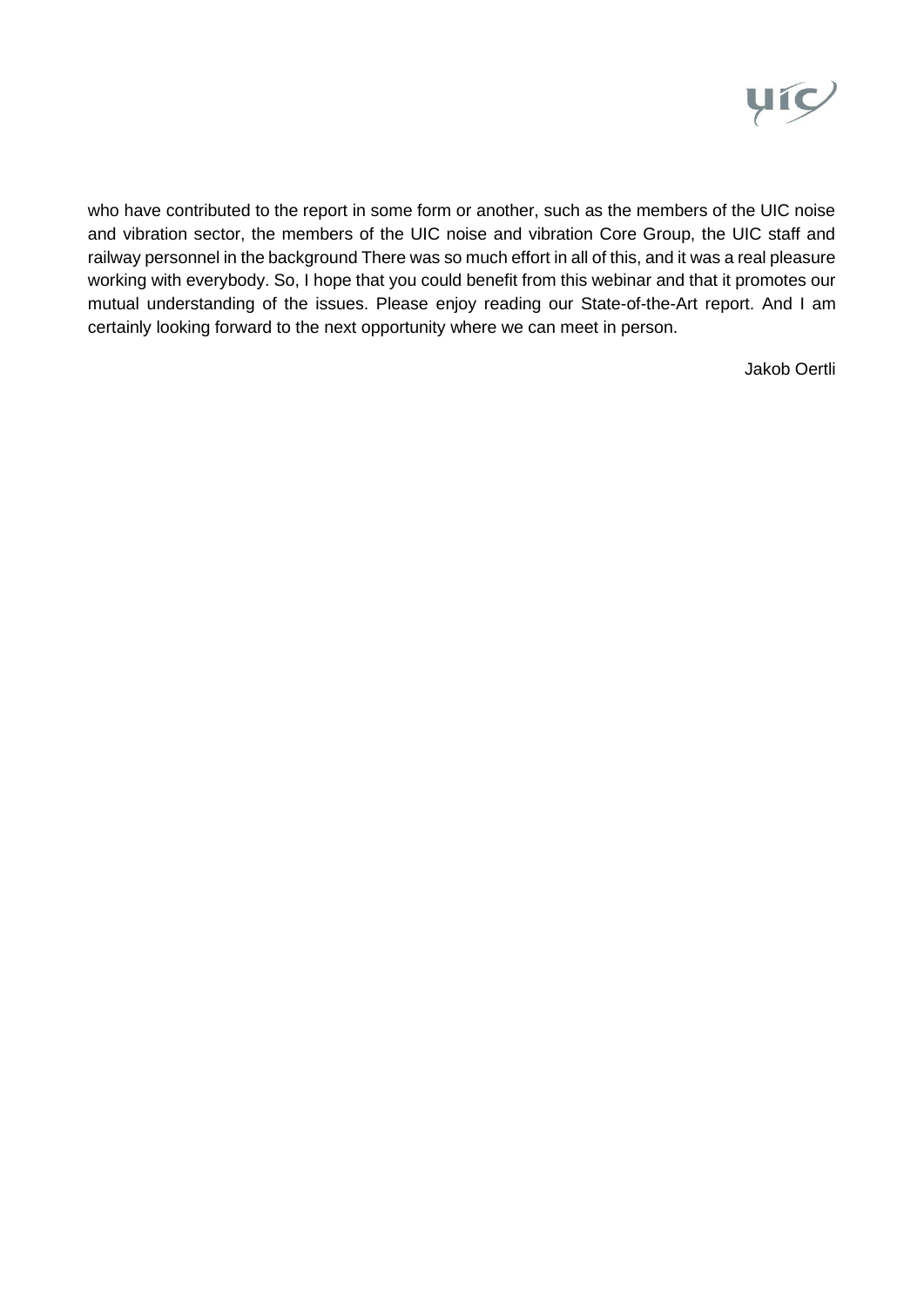who have contributed to the report in some form or another, such as the members of the UIC noise and vibration sector, the members of the UIC noise and vibration Core Group, the UIC staff and railway personnel in the background There was so much effort in all of this, and it was a real pleasure working with everybody. So, I hope that you could benefit from this webinar and that it promotes our mutual understanding of the issues. Please enjoy reading our State-of-the-Art report. And I am certainly looking forward to the next opportunity where we can meet in person.

Jakob Oertli